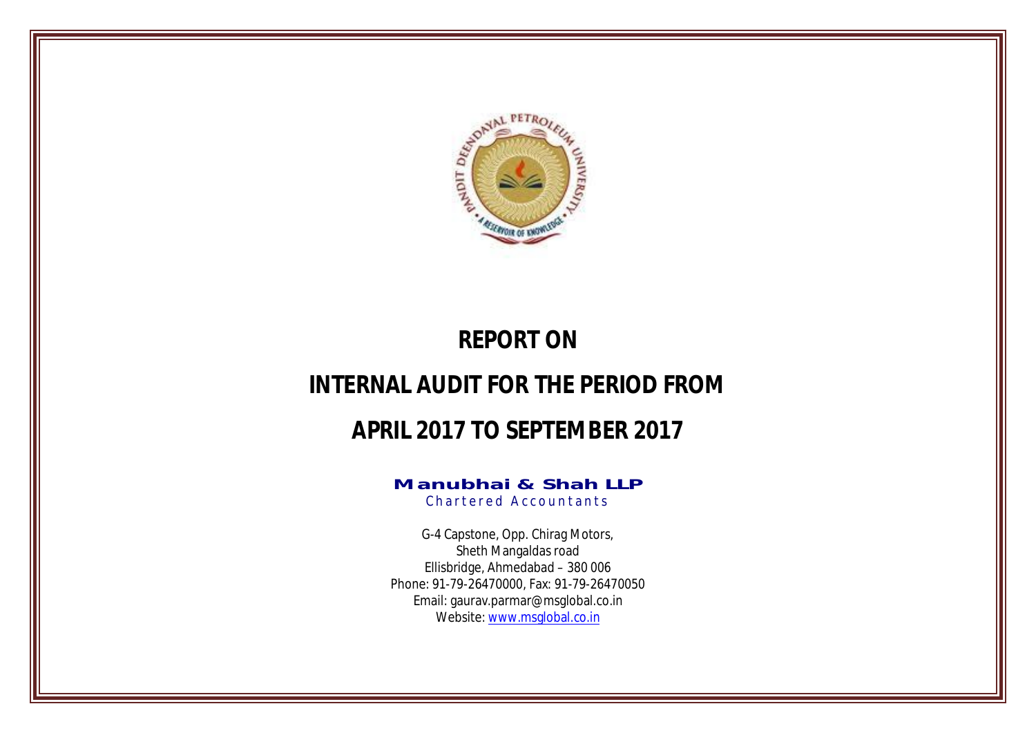# REPORT ON

# INTERNAL AUDIT FOR THE PERIOD FROM

# APRIL 2017 TO SEPTEMBER 2017

**Manubhai & Shah LLP**
Chartered Accountants

G-4 Capstone, Opp. Chirag Motors,
Sheth Mangaldas road
Ellisbridge, Ahmedabad – 380 006
Phone: 91-79-26470000, Fax: 91-79-26470050
Email: gaurav.parmar@msglobal.co.in
Website: www.msglobal.co.in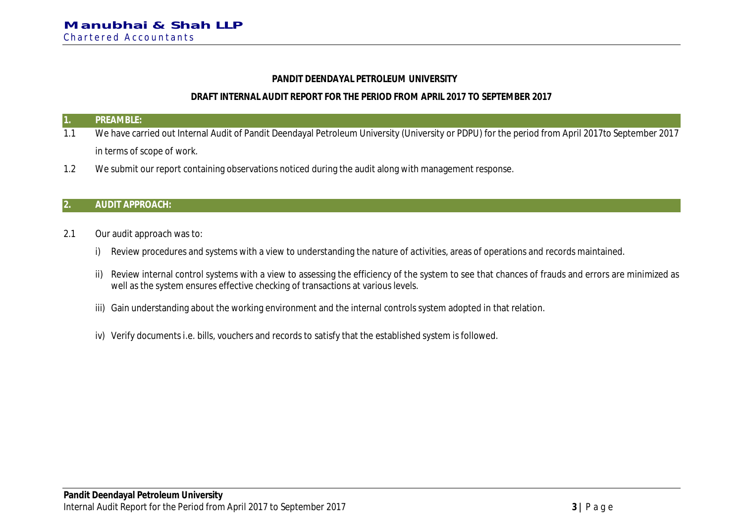**PANDIT DEENDAYAL PETROLEUM UNIVERSITY**

**DRAFT INTERNAL AUDIT REPORT FOR THE PERIOD FROM APRIL 2017 TO SEPTEMBER 2017**

## 1. PREAMBLE:

1.1 We have carried out Internal Audit of Pandit Deendayal Petroleum University (University or PDPU) for the period from April 2017to September 2017 in terms of scope of work.

1.2 We submit our report containing observations noticed during the audit along with management response.

## 2. AUDIT APPROACH:

2.1 Our audit approach was to:

i) Review procedures and systems with a view to understanding the nature of activities, areas of operations and records maintained.

ii) Review internal control systems with a view to assessing the efficiency of the system to see that chances of frauds and errors are minimized as well as the system ensures effective checking of transactions at various levels.

iii) Gain understanding about the working environment and the internal controls system adopted in that relation.

iv) Verify documents i.e. bills, vouchers and records to satisfy that the established system is followed.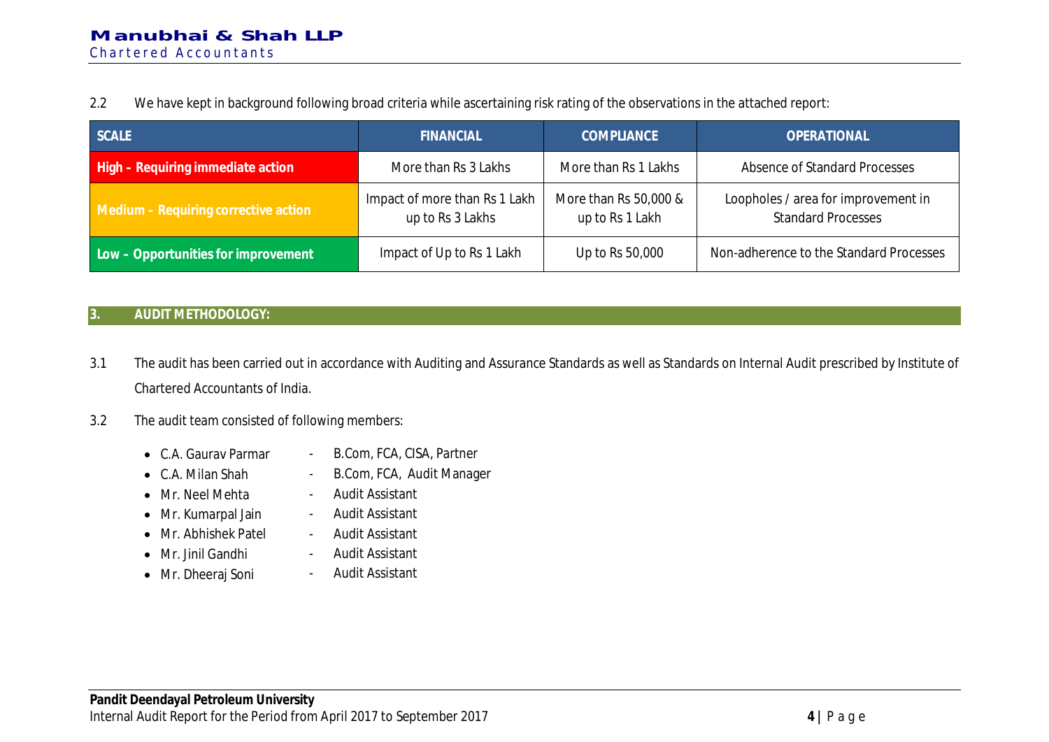2.2 We have kept in background following broad criteria while ascertaining risk rating of the observations in the attached report:

| SCALE | FINANCIAL | COMPLIANCE | OPERATIONAL |
|---|---|---|---|
| High – Requiring immediate action | More than Rs 3 Lakhs | More than Rs 1 Lakhs | Absence of Standard Processes |
| Medium – Requiring corrective action | Impact of more than Rs 1 Lakh up to Rs 3 Lakhs | More than Rs 50,000 & up to Rs 1 Lakh | Loopholes / area for improvement in Standard Processes |
| Low – Opportunities for improvement | Impact of Up to Rs 1 Lakh | Up to Rs 50,000 | Non-adherence to the Standard Processes |

## 3. AUDIT METHODOLOGY:

3.1 The audit has been carried out in accordance with Auditing and Assurance Standards as well as Standards on Internal Audit prescribed by Institute of Chartered Accountants of India.

3.2 The audit team consisted of following members:

- C.A. Gaurav Parmar - B.Com, FCA, CISA, Partner
- C.A. Milan Shah - B.Com, FCA, Audit Manager
- Mr. Neel Mehta - Audit Assistant
- Mr. Kumarpal Jain - Audit Assistant
- Mr. Abhishek Patel - Audit Assistant
- Mr. Jinil Gandhi - Audit Assistant
- Mr. Dheeraj Soni - Audit Assistant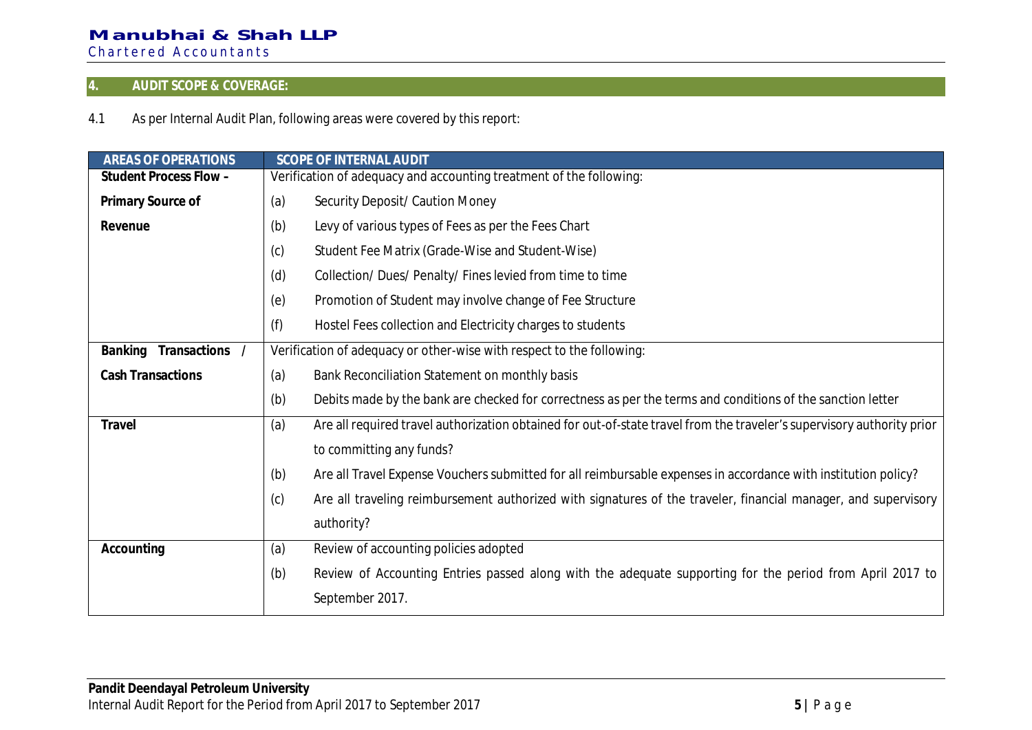## 4. AUDIT SCOPE & COVERAGE:

4.1 As per Internal Audit Plan, following areas were covered by this report:

| AREAS OF OPERATIONS | SCOPE OF INTERNAL AUDIT |
|---|---|
| **Student Process Flow – Primary Source of Revenue** | Verification of adequacy and accounting treatment of the following:<br>(a) Security Deposit/ Caution Money<br>(b) Levy of various types of Fees as per the Fees Chart<br>(c) Student Fee Matrix (Grade-Wise and Student-Wise)<br>(d) Collection/ Dues/ Penalty/ Fines levied from time to time<br>(e) Promotion of Student may involve change of Fee Structure<br>(f) Hostel Fees collection and Electricity charges to students |
| **Banking Transactions / Cash Transactions** | Verification of adequacy or other-wise with respect to the following:<br>(a) Bank Reconciliation Statement on monthly basis<br>(b) Debits made by the bank are checked for correctness as per the terms and conditions of the sanction letter |
| **Travel** | (a) Are all required travel authorization obtained for out-of-state travel from the traveler's supervisory authority prior to committing any funds?<br>(b) Are all Travel Expense Vouchers submitted for all reimbursable expenses in accordance with institution policy?<br>(c) Are all traveling reimbursement authorized with signatures of the traveler, financial manager, and supervisory authority? |
| **Accounting** | (a) Review of accounting policies adopted<br>(b) Review of Accounting Entries passed along with the adequate supporting for the period from April 2017 to September 2017. |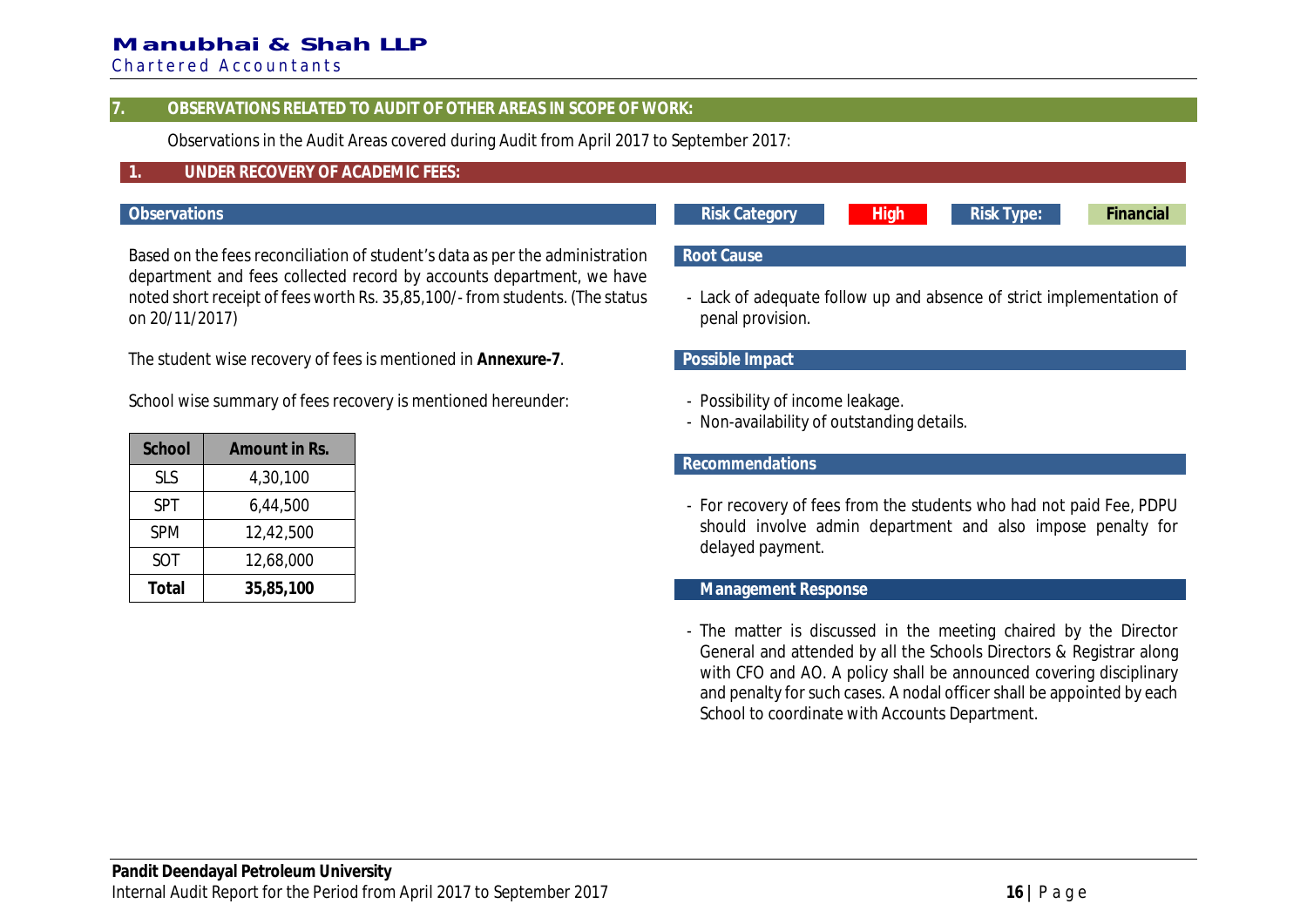## 7. OBSERVATIONS RELATED TO AUDIT OF OTHER AREAS IN SCOPE OF WORK:

Observations in the Audit Areas covered during Audit from April 2017 to September 2017:

### 1. UNDER RECOVERY OF ACADEMIC FEES:

**Observations**

Based on the fees reconciliation of student's data as per the administration department and fees collected record by accounts department, we have noted short receipt of fees worth Rs. 35,85,100/- from students. (The status on 20/11/2017)

The student wise recovery of fees is mentioned in **Annexure-7**.

School wise summary of fees recovery is mentioned hereunder:

| School | Amount in Rs. |
|---|---|
| SLS | 4,30,100 |
| SPT | 6,44,500 |
| SPM | 12,42,500 |
| SOT | 12,68,000 |
| **Total** | **35,85,100** |

**Risk Category:** High | **Risk Type:** Financial

**Root Cause**

- Lack of adequate follow up and absence of strict implementation of penal provision.

**Possible Impact**

- Possibility of income leakage.
- Non-availability of outstanding details.

**Recommendations**

- For recovery of fees from the students who had not paid Fee, PDPU should involve admin department and also impose penalty for delayed payment.

**Management Response**

- The matter is discussed in the meeting chaired by the Director General and attended by all the Schools Directors & Registrar along with CFO and AO. A policy shall be announced covering disciplinary and penalty for such cases. A nodal officer shall be appointed by each School to coordinate with Accounts Department.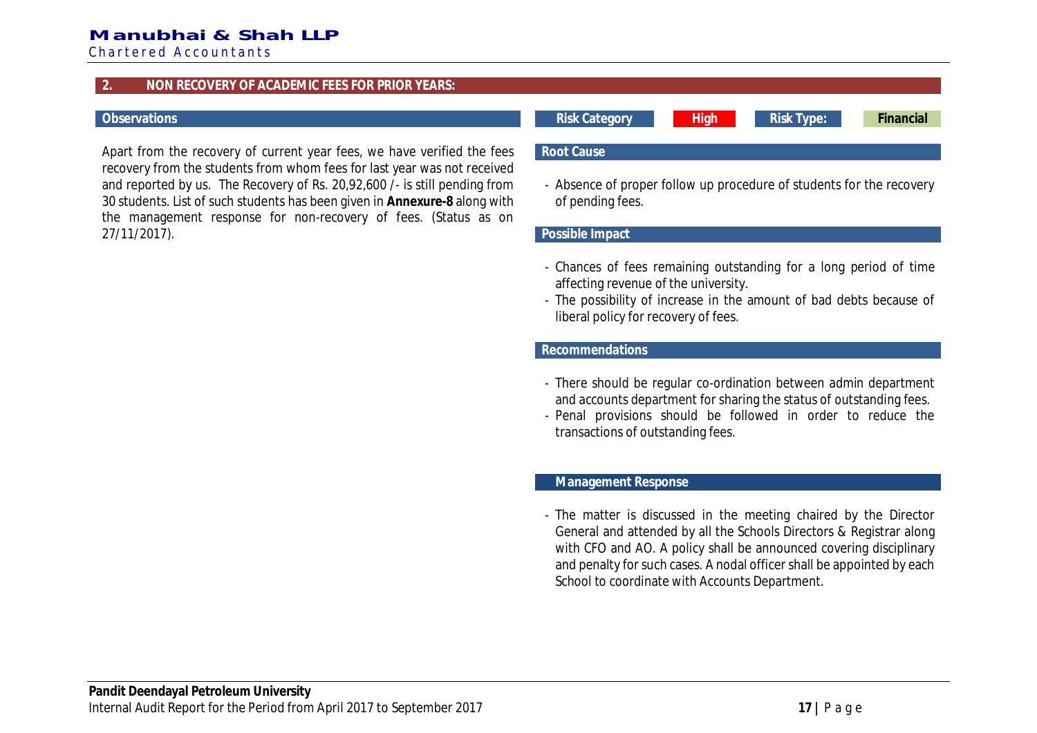## 2. NON RECOVERY OF ACADEMIC FEES FOR PRIOR YEARS:

### Observations

Apart from the recovery of current year fees, we have verified the fees recovery from the students from whom fees for last year was not received and reported by us. The Recovery of Rs. 20,92,600 /- is still pending from 30 students. List of such students has been given in **Annexure-8** along with the management response for non-recovery of fees. (Status as on 27/11/2017).

| Risk Category | High | Risk Type: | Financial |
|---|---|---|---|

### Root Cause

- Absence of proper follow up procedure of students for the recovery of pending fees.

### Possible Impact

- Chances of fees remaining outstanding for a long period of time affecting revenue of the university.
- The possibility of increase in the amount of bad debts because of liberal policy for recovery of fees.

### Recommendations

- There should be regular co-ordination between admin department and accounts department for sharing the status of outstanding fees.
- Penal provisions should be followed in order to reduce the transactions of outstanding fees.

### Management Response

- The matter is discussed in the meeting chaired by the Director General and attended by all the Schools Directors & Registrar along with CFO and AO. A policy shall be announced covering disciplinary and penalty for such cases. A nodal officer shall be appointed by each School to coordinate with Accounts Department.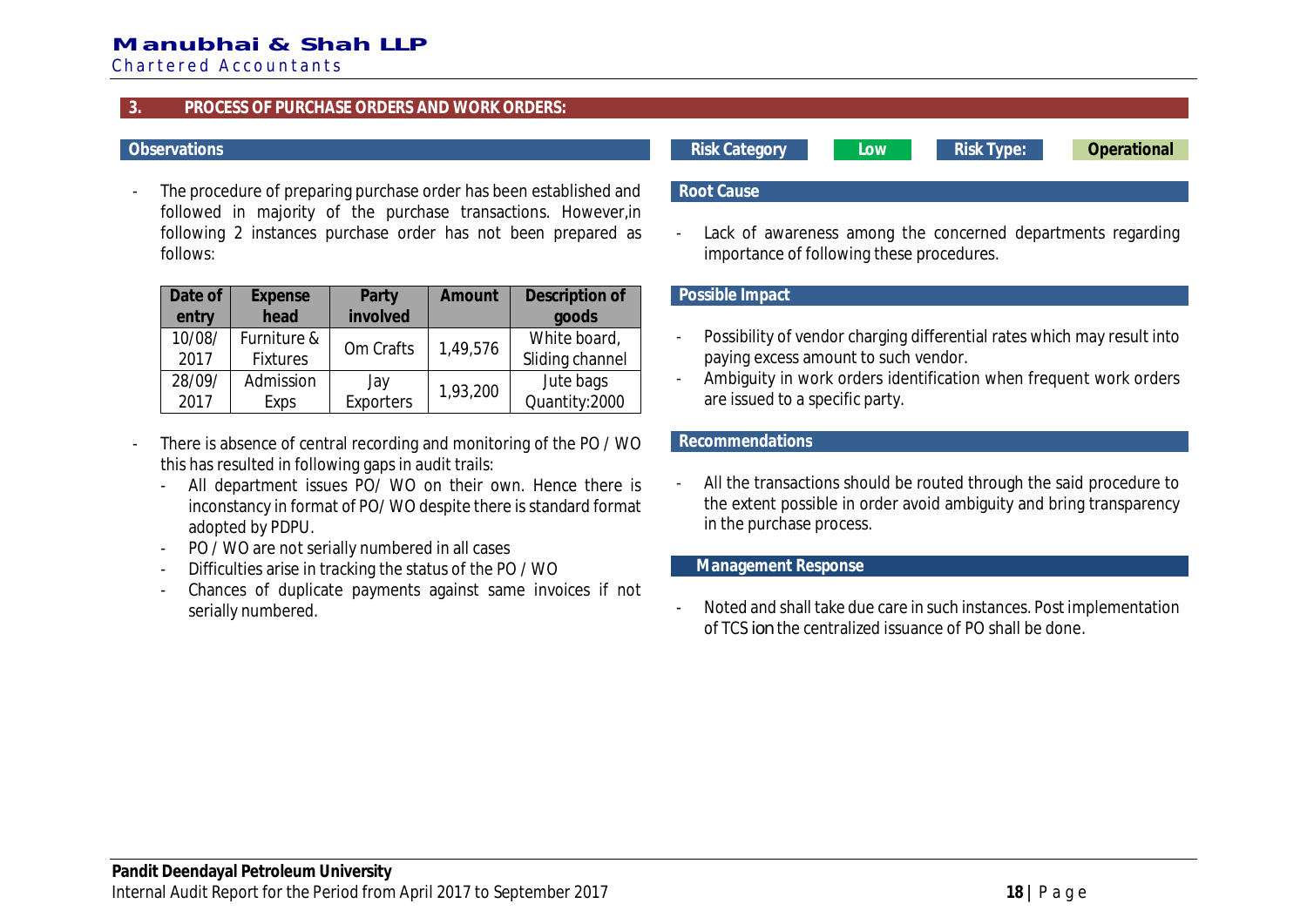## 3. PROCESS OF PURCHASE ORDERS AND WORK ORDERS:

### Observations

- The procedure of preparing purchase order has been established and followed in majority of the purchase transactions. However,in following 2 instances purchase order has not been prepared as follows:

| Date of entry | Expense head | Party involved | Amount | Description of goods |
|---|---|---|---|---|
| 10/08/ 2017 | Furniture & Fixtures | Om Crafts | 1,49,576 | White board, Sliding channel |
| 28/09/ 2017 | Admission Exps | Jay Exporters | 1,93,200 | Jute bags Quantity:2000 |

- There is absence of central recording and monitoring of the PO / WO this has resulted in following gaps in audit trails:
  - All department issues PO/ WO on their own. Hence there is inconstancy in format of PO/ WO despite there is standard format adopted by PDPU.
  - PO / WO are not serially numbered in all cases
  - Difficulties arise in tracking the status of the PO / WO
  - Chances of duplicate payments against same invoices if not serially numbered.

**Risk Category:** Low | **Risk Type:** Operational

### Root Cause

- Lack of awareness among the concerned departments regarding importance of following these procedures.

### Possible Impact

- Possibility of vendor charging differential rates which may result into paying excess amount to such vendor.
- Ambiguity in work orders identification when frequent work orders are issued to a specific party.

### Recommendations

- All the transactions should be routed through the said procedure to the extent possible in order avoid ambiguity and bring transparency in the purchase process.

### Management Response

- Noted and shall take due care in such instances. Post implementation of TCS ion the centralized issuance of PO shall be done.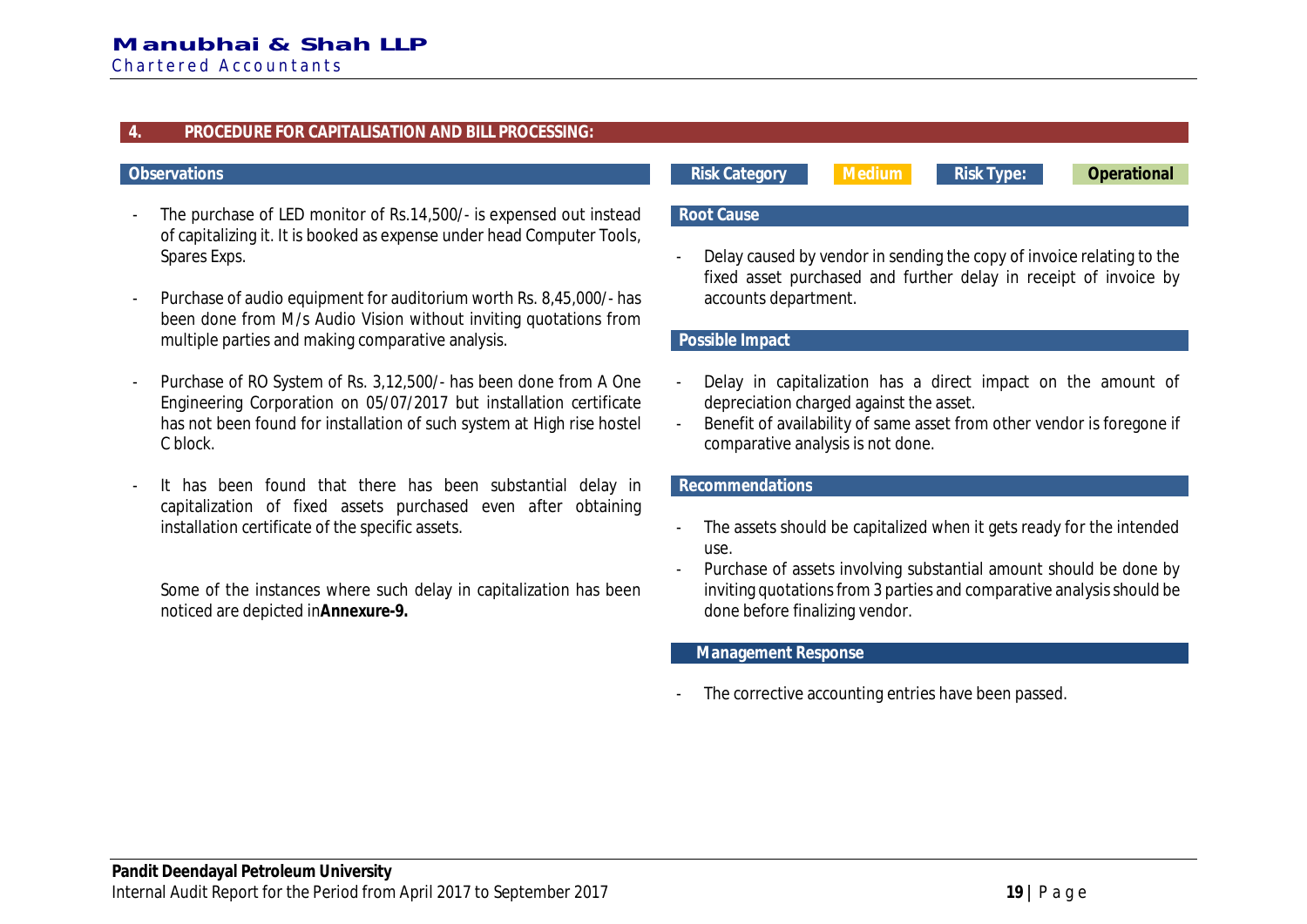## 4. PROCEDURE FOR CAPITALISATION AND BILL PROCESSING:

### Observations

- The purchase of LED monitor of Rs.14,500/- is expensed out instead of capitalizing it. It is booked as expense under head Computer Tools, Spares Exps.

- Purchase of audio equipment for auditorium worth Rs. 8,45,000/- has been done from M/s Audio Vision without inviting quotations from multiple parties and making comparative analysis.

- Purchase of RO System of Rs. 3,12,500/- has been done from A One Engineering Corporation on 05/07/2017 but installation certificate has not been found for installation of such system at High rise hostel C block.

- It has been found that there has been substantial delay in capitalization of fixed assets purchased even after obtaining installation certificate of the specific assets.

  Some of the instances where such delay in capitalization has been noticed are depicted in**Annexure-9.**

| Risk Category | Medium | Risk Type: | Operational |
|---|---|---|---|

### Root Cause

- Delay caused by vendor in sending the copy of invoice relating to the fixed asset purchased and further delay in receipt of invoice by accounts department.

### Possible Impact

- Delay in capitalization has a direct impact on the amount of depreciation charged against the asset.
- Benefit of availability of same asset from other vendor is foregone if comparative analysis is not done.

### Recommendations

- The assets should be capitalized when it gets ready for the intended use.
- Purchase of assets involving substantial amount should be done by inviting quotations from 3 parties and comparative analysis should be done before finalizing vendor.

### Management Response

- The corrective accounting entries have been passed.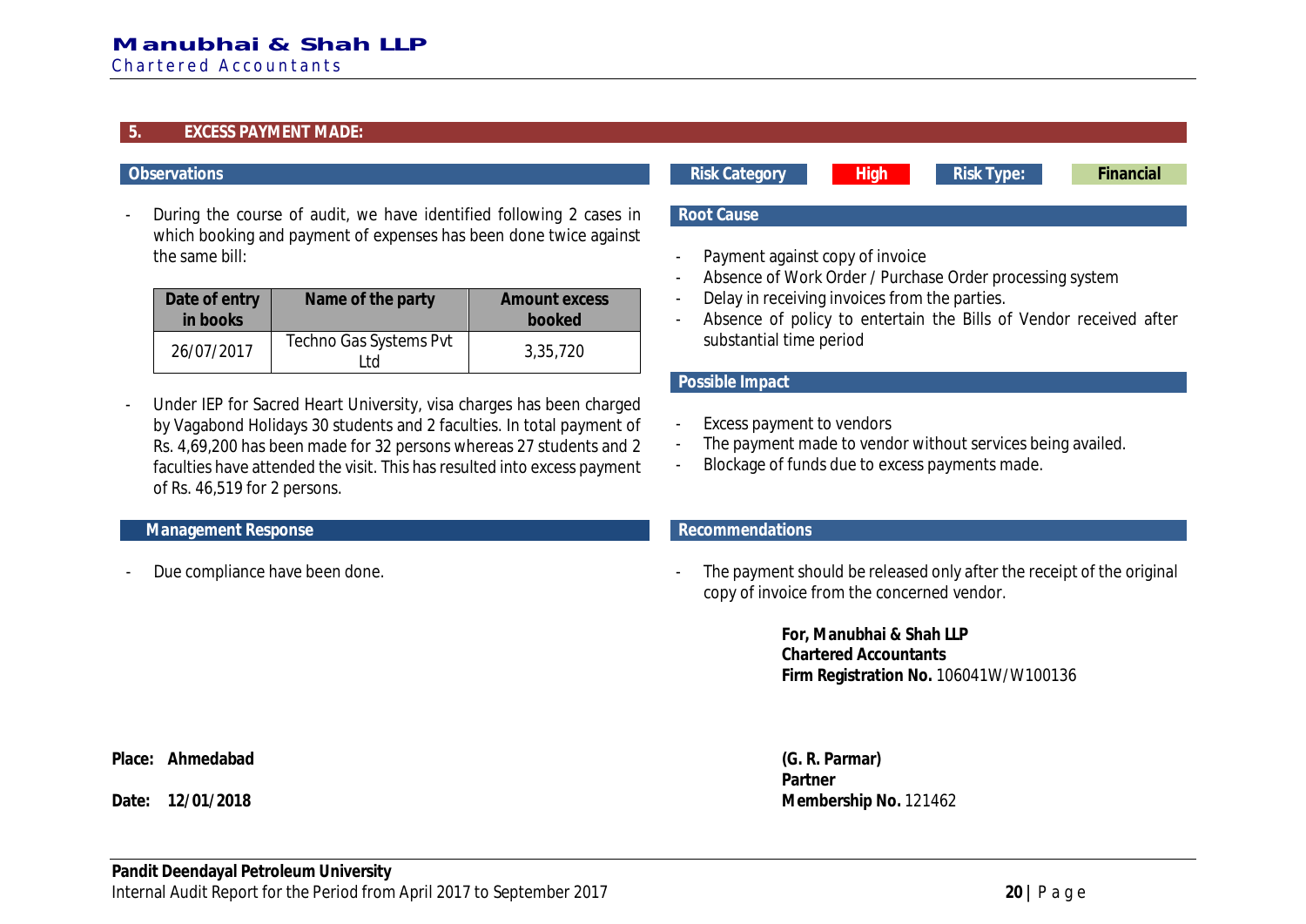## 5. EXCESS PAYMENT MADE:

### Observations

- During the course of audit, we have identified following 2 cases in which booking and payment of expenses has been done twice against the same bill:

| Date of entry in books | Name of the party | Amount excess booked |
|---|---|---|
| 26/07/2017 | Techno Gas Systems Pvt Ltd | 3,35,720 |

- Under IEP for Sacred Heart University, visa charges has been charged by Vagabond Holidays 30 students and 2 faculties. In total payment of Rs. 4,69,200 has been made for 32 persons whereas 27 students and 2 faculties have attended the visit. This has resulted into excess payment of Rs. 46,519 for 2 persons.

**Risk Category:** High | **Risk Type:** Financial

### Root Cause

- Payment against copy of invoice
- Absence of Work Order / Purchase Order processing system
- Delay in receiving invoices from the parties.
- Absence of policy to entertain the Bills of Vendor received after substantial time period

### Possible Impact

- Excess payment to vendors
- The payment made to vendor without services being availed.
- Blockage of funds due to excess payments made.

### Management Response

- Due compliance have been done.

### Recommendations

- The payment should be released only after the receipt of the original copy of invoice from the concerned vendor.

**For, Manubhai & Shah LLP**
**Chartered Accountants**
**Firm Registration No.** 106041W/W100136

**Place: Ahmedabad**

**Date: 12/01/2018**

**(G. R. Parmar)**
**Partner**
**Membership No.** 121462